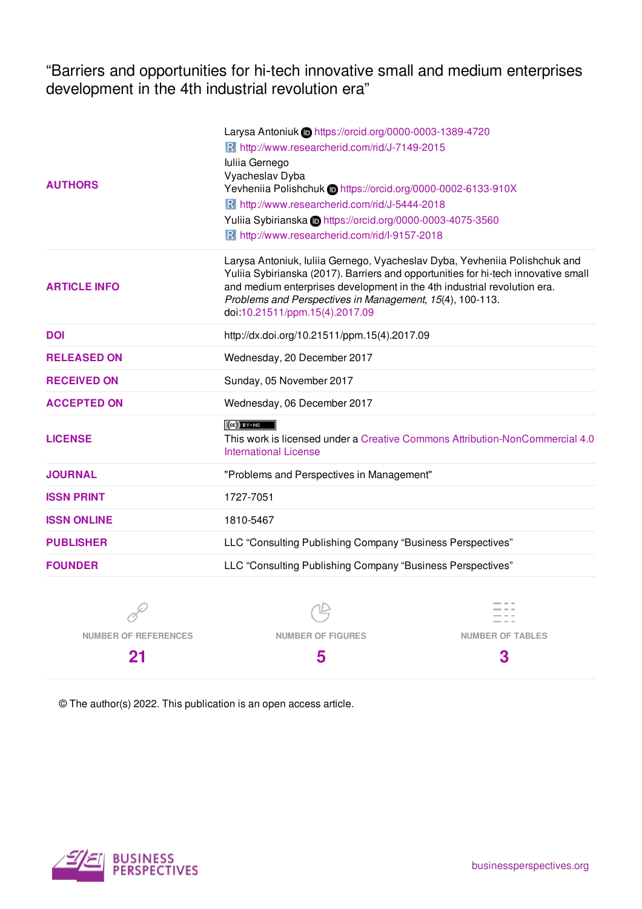# "Barriers and opportunities for hi-tech innovative small and medium enterprises development in the 4th industrial revolution era"

| | |
|---|---|
| **AUTHORS** | Larysa Antoniuk https://orcid.org/0000-0003-1389-4720<br>http://www.researcherid.com/rid/J-7149-2015<br>Iuliia Gernego<br>Vyacheslav Dyba<br>Yevheniia Polishchuk https://orcid.org/0000-0002-6133-910X<br>http://www.researcherid.com/rid/J-5444-2018<br>Yuliia Sybirianska https://orcid.org/0000-0003-4075-3560<br>http://www.researcherid.com/rid/I-9157-2018 |
| **ARTICLE INFO** | Larysa Antoniuk, Iuliia Gernego, Vyacheslav Dyba, Yevheniia Polishchuk and Yuliia Sybirianska (2017). Barriers and opportunities for hi-tech innovative small and medium enterprises development in the 4th industrial revolution era. *Problems and Perspectives in Management*, *15*(4), 100-113. doi:10.21511/ppm.15(4).2017.09 |
| **DOI** | http://dx.doi.org/10.21511/ppm.15(4).2017.09 |
| **RELEASED ON** | Wednesday, 20 December 2017 |
| **RECEIVED ON** | Sunday, 05 November 2017 |
| **ACCEPTED ON** | Wednesday, 06 December 2017 |
| **LICENSE** | This work is licensed under a Creative Commons Attribution-NonCommercial 4.0 International License |
| **JOURNAL** | "Problems and Perspectives in Management" |
| **ISSN PRINT** | 1727-7051 |
| **ISSN ONLINE** | 1810-5467 |
| **PUBLISHER** | LLC "Consulting Publishing Company "Business Perspectives" |
| **FOUNDER** | LLC "Consulting Publishing Company "Business Perspectives" |

| NUMBER OF REFERENCES | NUMBER OF FIGURES | NUMBER OF TABLES |
|---|---|---|
| 21 | 5 | 3 |

© The author(s) 2022. This publication is an open access article.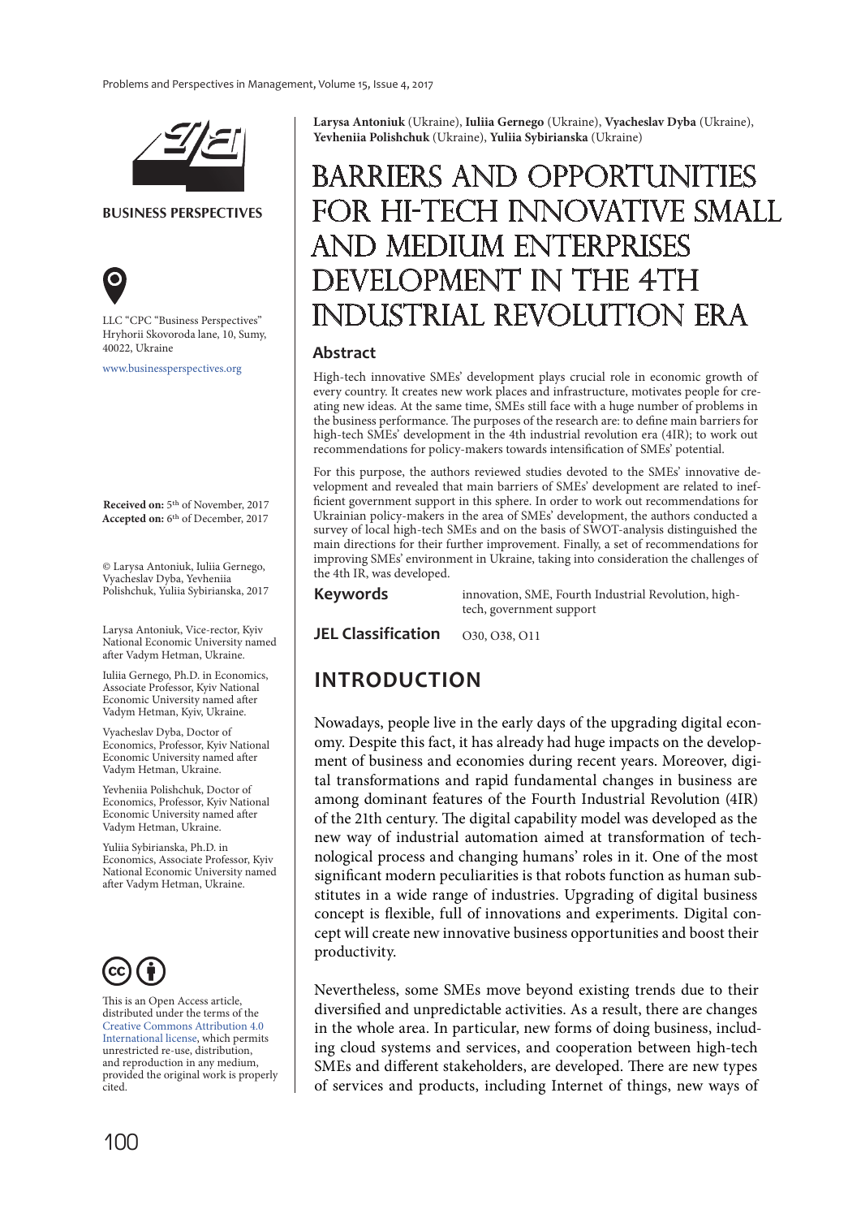**Larysa Antoniuk** (Ukraine), **Iuliia Gernego** (Ukraine), **Vyacheslav Dyba** (Ukraine), **Yevheniia Polishchuk** (Ukraine), **Yuliia Sybirianska** (Ukraine)

# BARRIERS AND OPPORTUNITIES FOR HI-TECH INNOVATIVE SMALL AND MEDIUM ENTERPRISES DEVELOPMENT IN THE 4TH INDUSTRIAL REVOLUTION ERA

BUSINESS PERSPECTIVES

LLC "CPC "Business Perspectives" Hryhorii Skovoroda lane, 10, Sumy, 40022, Ukraine

www.businessperspectives.org

**Received on:** 5th of November, 2017
**Accepted on:** 6th of December, 2017

© Larysa Antoniuk, Iuliia Gernego, Vyacheslav Dyba, Yevheniia Polishchuk, Yuliia Sybirianska, 2017

Larysa Antoniuk, Vice-rector, Kyiv National Economic University named after Vadym Hetman, Ukraine.

Iuliia Gernego, Ph.D. in Economics, Associate Professor, Kyiv National Economic University named after Vadym Hetman, Kyiv, Ukraine.

Vyacheslav Dyba, Doctor of Economics, Professor, Kyiv National Economic University named after Vadym Hetman, Ukraine.

Yevheniia Polishchuk, Doctor of Economics, Professor, Kyiv National Economic University named after Vadym Hetman, Ukraine.

Yuliia Sybirianska, Ph.D. in Economics, Associate Professor, Kyiv National Economic University named after Vadym Hetman, Ukraine.

This is an Open Access article, distributed under the terms of the Creative Commons Attribution 4.0 International license, which permits unrestricted re-use, distribution, and reproduction in any medium, provided the original work is properly cited.

### Abstract

High-tech innovative SMEs' development plays crucial role in economic growth of every country. It creates new work places and infrastructure, motivates people for creating new ideas. At the same time, SMEs still face with a huge number of problems in the business performance. The purposes of the research are: to define main barriers for high-tech SMEs' development in the 4th industrial revolution era (4IR); to work out recommendations for policy-makers towards intensification of SMEs' potential.

For this purpose, the authors reviewed studies devoted to the SMEs' innovative development and revealed that main barriers of SMEs' development are related to inefficient government support in this sphere. In order to work out recommendations for Ukrainian policy-makers in the area of SMEs' development, the authors conducted a survey of local high-tech SMEs and on the basis of SWOT-analysis distinguished the main directions for their further improvement. Finally, a set of recommendations for improving SMEs' environment in Ukraine, taking into consideration the challenges of the 4th IR, was developed.

**Keywords** innovation, SME, Fourth Industrial Revolution, high-tech, government support

**JEL Classification** O30, O38, O11

## INTRODUCTION

Nowadays, people live in the early days of the upgrading digital economy. Despite this fact, it has already had huge impacts on the development of business and economies during recent years. Moreover, digital transformations and rapid fundamental changes in business are among dominant features of the Fourth Industrial Revolution (4IR) of the 21th century. The digital capability model was developed as the new way of industrial automation aimed at transformation of technological process and changing humans' roles in it. One of the most significant modern peculiarities is that robots function as human substitutes in a wide range of industries. Upgrading of digital business concept is flexible, full of innovations and experiments. Digital concept will create new innovative business opportunities and boost their productivity.

Nevertheless, some SMEs move beyond existing trends due to their diversified and unpredictable activities. As a result, there are changes in the whole area. In particular, new forms of doing business, including cloud systems and services, and cooperation between high-tech SMEs and different stakeholders, are developed. There are new types of services and products, including Internet of things, new ways of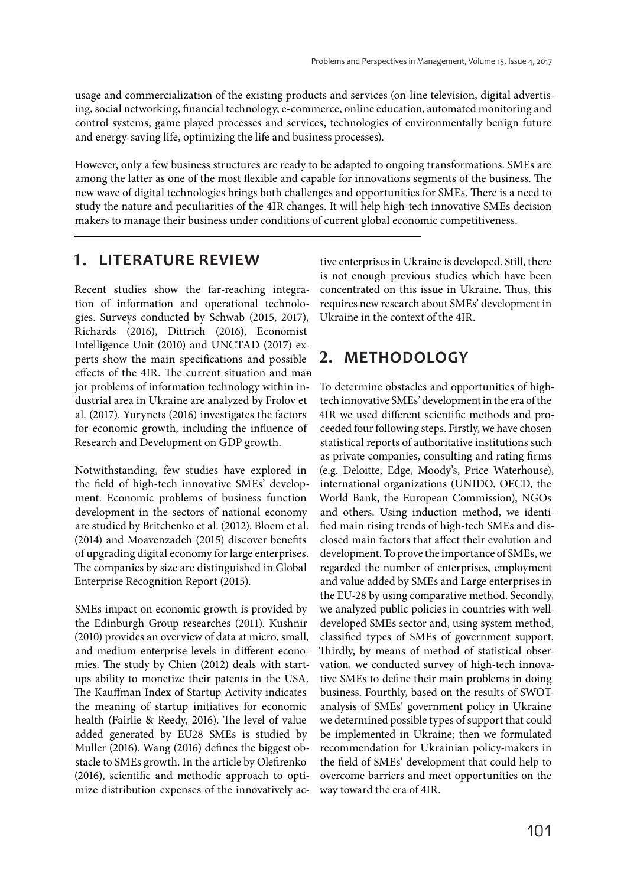usage and commercialization of the existing products and services (on-line television, digital advertising, social networking, financial technology, e-commerce, online education, automated monitoring and control systems, game played processes and services, technologies of environmentally benign future and energy-saving life, optimizing the life and business processes).

However, only a few business structures are ready to be adapted to ongoing transformations. SMEs are among the latter as one of the most flexible and capable for innovations segments of the business. The new wave of digital technologies brings both challenges and opportunities for SMEs. There is a need to study the nature and peculiarities of the 4IR changes. It will help high-tech innovative SMEs decision makers to manage their business under conditions of current global economic competitiveness.

## 1. LITERATURE REVIEW

Recent studies show the far-reaching integration of information and operational technologies. Surveys conducted by Schwab (2015, 2017), Richards (2016), Dittrich (2016), Economist Intelligence Unit (2010) and UNCTAD (2017) experts show the main specifications and possible effects of the 4IR. The current situation and major problems of information technology within industrial area in Ukraine are analyzed by Frolov et al. (2017). Yurynets (2016) investigates the factors for economic growth, including the influence of Research and Development on GDP growth.

Notwithstanding, few studies have explored in the field of high-tech innovative SMEs' development. Economic problems of business function development in the sectors of national economy are studied by Britchenko et al. (2012). Bloem et al. (2014) and Moavenzadeh (2015) discover benefits of upgrading digital economy for large enterprises. The companies by size are distinguished in Global Enterprise Recognition Report (2015).

SMEs impact on economic growth is provided by the Edinburgh Group researches (2011). Kushnir (2010) provides an overview of data at micro, small, and medium enterprise levels in different economies. The study by Chien (2012) deals with startups ability to monetize their patents in the USA. The Kauffman Index of Startup Activity indicates the meaning of startup initiatives for economic health (Fairlie & Reedy, 2016). The level of value added generated by EU28 SMEs is studied by Muller (2016). Wang (2016) defines the biggest obstacle to SMEs growth. In the article by Olefirenko (2016), scientific and methodic approach to optimize distribution expenses of the innovatively active enterprises in Ukraine is developed. Still, there is not enough previous studies which have been concentrated on this issue in Ukraine. Thus, this requires new research about SMEs' development in Ukraine in the context of the 4IR.

## 2. METHODOLOGY

To determine obstacles and opportunities of high-tech innovative SMEs' development in the era of the 4IR we used different scientific methods and proceeded four following steps. Firstly, we have chosen statistical reports of authoritative institutions such as private companies, consulting and rating firms (e.g. Deloitte, Edge, Moody's, Price Waterhouse), international organizations (UNIDO, OECD, the World Bank, the European Commission), NGOs and others. Using induction method, we identified main rising trends of high-tech SMEs and disclosed main factors that affect their evolution and development. To prove the importance of SMEs, we regarded the number of enterprises, employment and value added by SMEs and Large enterprises in the EU-28 by using comparative method. Secondly, we analyzed public policies in countries with well-developed SMEs sector and, using system method, classified types of SMEs of government support. Thirdly, by means of method of statistical observation, we conducted survey of high-tech innovative SMEs to define their main problems in doing business. Fourthly, based on the results of SWOT-analysis of SMEs' government policy in Ukraine we determined possible types of support that could be implemented in Ukraine; then we formulated recommendation for Ukrainian policy-makers in the field of SMEs' development that could help to overcome barriers and meet opportunities on the way toward the era of 4IR.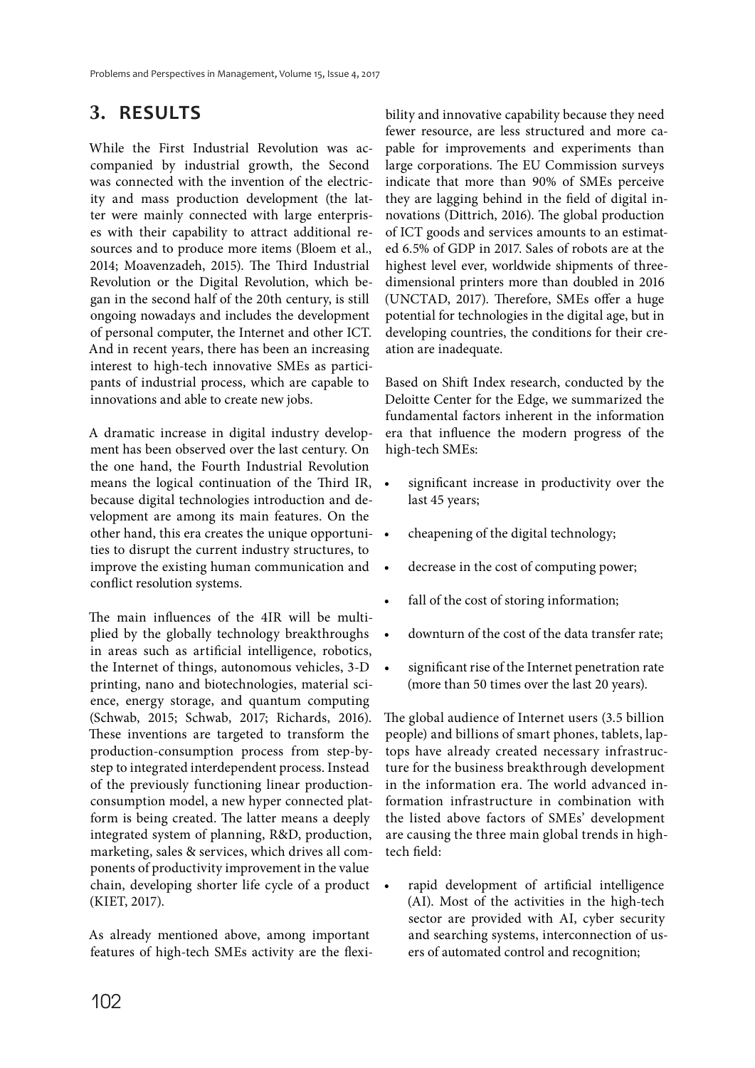## 3. RESULTS

While the First Industrial Revolution was accompanied by industrial growth, the Second was connected with the invention of the electricity and mass production development (the latter were mainly connected with large enterprises with their capability to attract additional resources and to produce more items (Bloem et al., 2014; Moavenzadeh, 2015). The Third Industrial Revolution or the Digital Revolution, which began in the second half of the 20th century, is still ongoing nowadays and includes the development of personal computer, the Internet and other ICT. And in recent years, there has been an increasing interest to high-tech innovative SMEs as participants of industrial process, which are capable to innovations and able to create new jobs.

A dramatic increase in digital industry development has been observed over the last century. On the one hand, the Fourth Industrial Revolution means the logical continuation of the Third IR, because digital technologies introduction and development are among its main features. On the other hand, this era creates the unique opportunities to disrupt the current industry structures, to improve the existing human communication and conflict resolution systems.

The main influences of the 4IR will be multiplied by the globally technology breakthroughs in areas such as artificial intelligence, robotics, the Internet of things, autonomous vehicles, 3-D printing, nano and biotechnologies, material science, energy storage, and quantum computing (Schwab, 2015; Schwab, 2017; Richards, 2016). These inventions are targeted to transform the production-consumption process from step-by-step to integrated interdependent process. Instead of the previously functioning linear production-consumption model, a new hyper connected platform is being created. The latter means a deeply integrated system of planning, R&D, production, marketing, sales & services, which drives all components of productivity improvement in the value chain, developing shorter life cycle of a product (KIET, 2017).

As already mentioned above, among important features of high-tech SMEs activity are the flexibility and innovative capability because they need fewer resource, are less structured and more capable for improvements and experiments than large corporations. The EU Commission surveys indicate that more than 90% of SMEs perceive they are lagging behind in the field of digital innovations (Dittrich, 2016). The global production of ICT goods and services amounts to an estimated 6.5% of GDP in 2017. Sales of robots are at the highest level ever, worldwide shipments of three-dimensional printers more than doubled in 2016 (UNCTAD, 2017). Therefore, SMEs offer a huge potential for technologies in the digital age, but in developing countries, the conditions for their creation are inadequate.

Based on Shift Index research, conducted by the Deloitte Center for the Edge, we summarized the fundamental factors inherent in the information era that influence the modern progress of the high-tech SMEs:

- significant increase in productivity over the last 45 years;
- cheapening of the digital technology;
- decrease in the cost of computing power;
- fall of the cost of storing information;
- downturn of the cost of the data transfer rate;
- significant rise of the Internet penetration rate (more than 50 times over the last 20 years).

The global audience of Internet users (3.5 billion people) and billions of smart phones, tablets, laptops have already created necessary infrastructure for the business breakthrough development in the information era. The world advanced information infrastructure in combination with the listed above factors of SMEs' development are causing the three main global trends in high-tech field:

- rapid development of artificial intelligence (AI). Most of the activities in the high-tech sector are provided with AI, cyber security and searching systems, interconnection of users of automated control and recognition;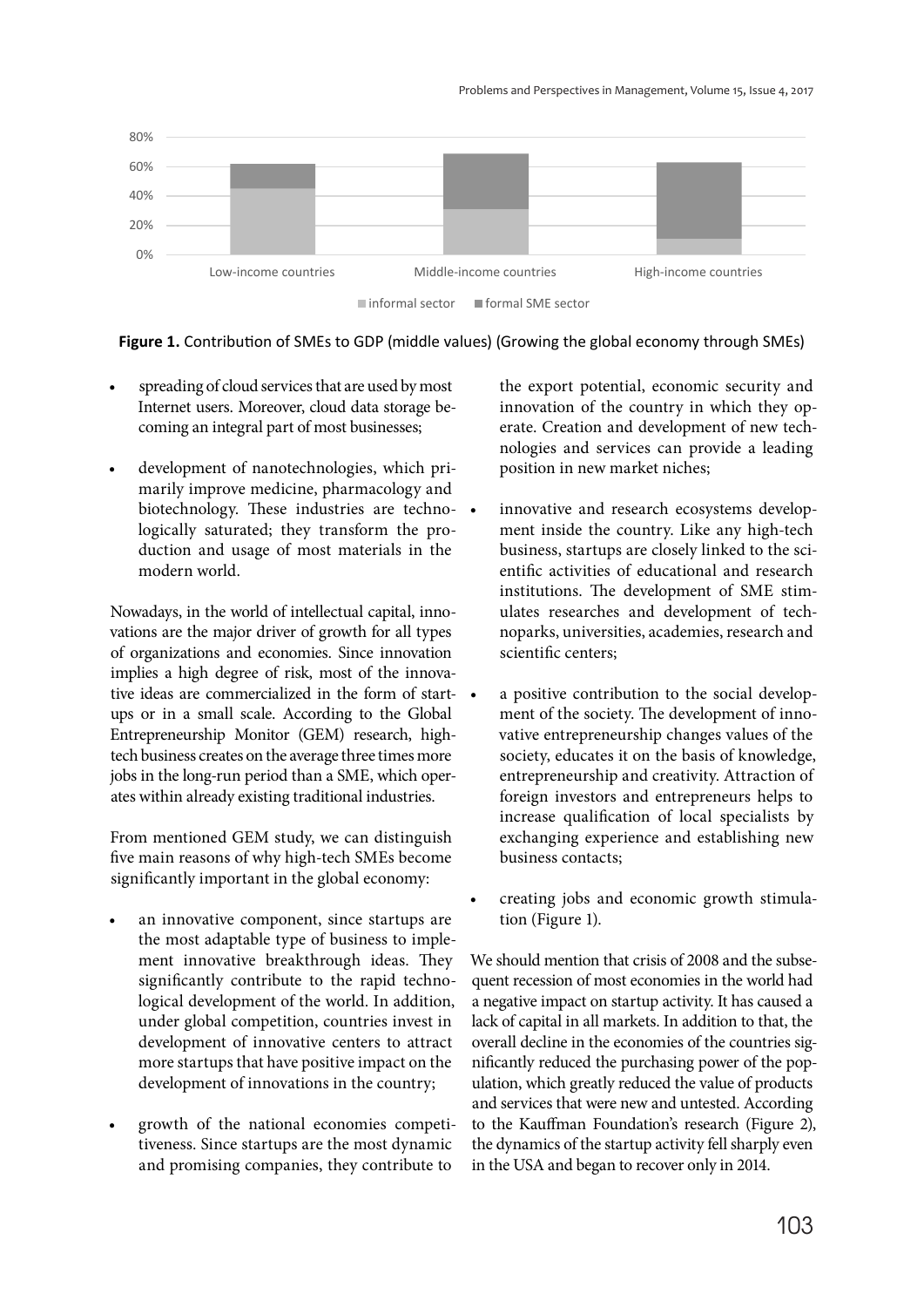**Figure 1.** Contribution of SMEs to GDP (middle values) (Growing the global economy through SMEs)

- spreading of cloud services that are used by most Internet users. Moreover, cloud data storage becoming an integral part of most businesses;
- development of nanotechnologies, which primarily improve medicine, pharmacology and biotechnology. These industries are technologically saturated; they transform the production and usage of most materials in the modern world.

Nowadays, in the world of intellectual capital, innovations are the major driver of growth for all types of organizations and economies. Since innovation implies a high degree of risk, most of the innovative ideas are commercialized in the form of startups or in a small scale. According to the Global Entrepreneurship Monitor (GEM) research, high-tech business creates on the average three times more jobs in the long-run period than a SME, which operates within already existing traditional industries.

From mentioned GEM study, we can distinguish five main reasons of why high-tech SMEs become significantly important in the global economy:

- an innovative component, since startups are the most adaptable type of business to implement innovative breakthrough ideas. They significantly contribute to the rapid technological development of the world. In addition, under global competition, countries invest in development of innovative centers to attract more startups that have positive impact on the development of innovations in the country;
- growth of the national economies competitiveness. Since startups are the most dynamic and promising companies, they contribute to the export potential, economic security and innovation of the country in which they operate. Creation and development of new technologies and services can provide a leading position in new market niches;
- innovative and research ecosystems development inside the country. Like any high-tech business, startups are closely linked to the scientific activities of educational and research institutions. The development of SME stimulates researches and development of technoparks, universities, academies, research and scientific centers;
- a positive contribution to the social development of the society. The development of innovative entrepreneurship changes values of the society, educates it on the basis of knowledge, entrepreneurship and creativity. Attraction of foreign investors and entrepreneurs helps to increase qualification of local specialists by exchanging experience and establishing new business contacts;
- creating jobs and economic growth stimulation (Figure 1).

We should mention that crisis of 2008 and the subsequent recession of most economies in the world had a negative impact on startup activity. It has caused a lack of capital in all markets. In addition to that, the overall decline in the economies of the countries significantly reduced the purchasing power of the population, which greatly reduced the value of products and services that were new and untested. According to the Kauffman Foundation's research (Figure 2), the dynamics of the startup activity fell sharply even in the USA and began to recover only in 2014.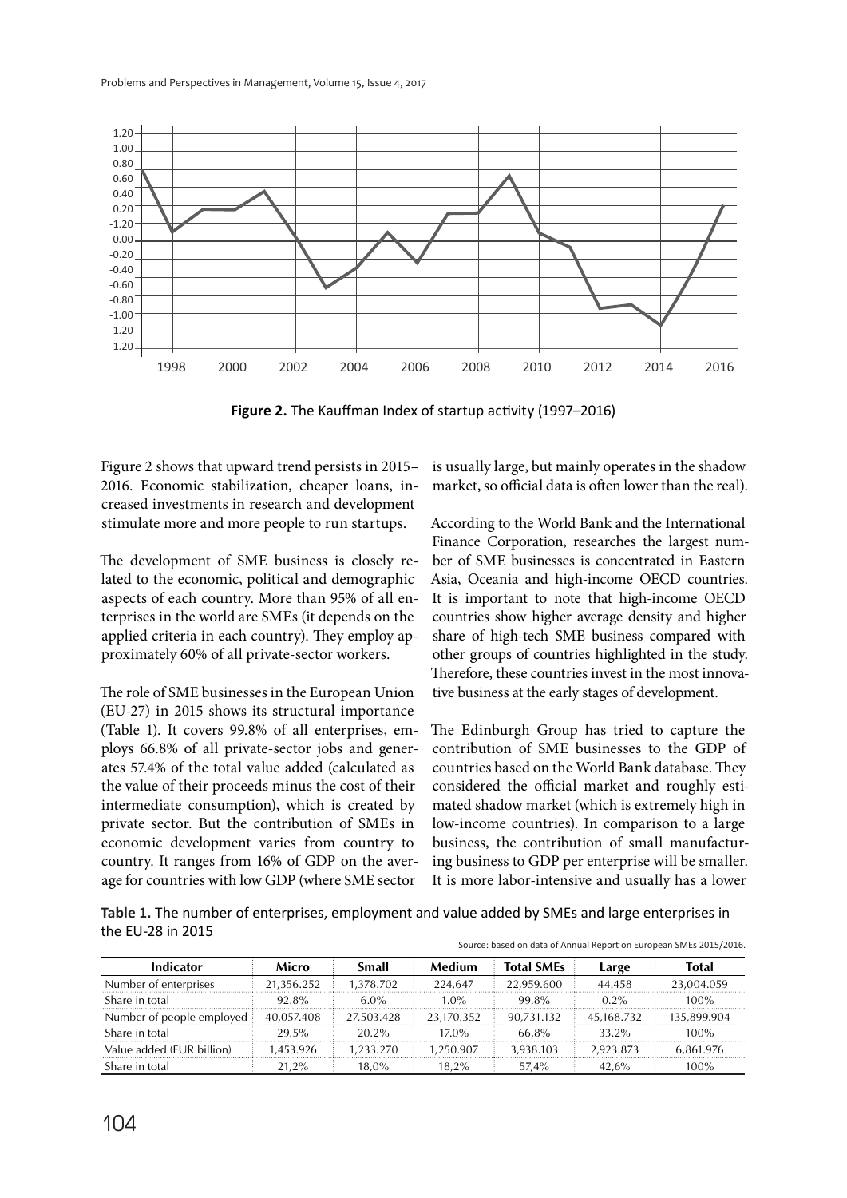**Figure 2.** The Kauffman Index of startup activity (1997–2016)

Figure 2 shows that upward trend persists in 2015–2016. Economic stabilization, cheaper loans, increased investments in research and development stimulate more and more people to run startups.

The development of SME business is closely related to the economic, political and demographic aspects of each country. More than 95% of all enterprises in the world are SMEs (it depends on the applied criteria in each country). They employ approximately 60% of all private-sector workers.

The role of SME businesses in the European Union (EU-27) in 2015 shows its structural importance (Table 1). It covers 99.8% of all enterprises, employs 66.8% of all private-sector jobs and generates 57.4% of the total value added (calculated as the value of their proceeds minus the cost of their intermediate consumption), which is created by private sector. But the contribution of SMEs in economic development varies from country to country. It ranges from 16% of GDP on the average for countries with low GDP (where SME sector is usually large, but mainly operates in the shadow market, so official data is often lower than the real).

According to the World Bank and the International Finance Corporation, researches the largest number of SME businesses is concentrated in Eastern Asia, Oceania and high-income OECD countries. It is important to note that high-income OECD countries show higher average density and higher share of high-tech SME business compared with other groups of countries highlighted in the study. Therefore, these countries invest in the most innovative business at the early stages of development.

The Edinburgh Group has tried to capture the contribution of SME businesses to the GDP of countries based on the World Bank database. They considered the official market and roughly estimated shadow market (which is extremely high in low-income countries). In comparison to a large business, the contribution of small manufacturing business to GDP per enterprise will be smaller. It is more labor-intensive and usually has a lower

**Table 1.** The number of enterprises, employment and value added by SMEs and large enterprises in the EU-28 in 2015

Source: based on data of Annual Report on European SMEs 2015/2016.

| Indicator | Micro | Small | Medium | Total SMEs | Large | Total |
|---|---|---|---|---|---|---|
| Number of enterprises | 21,356.252 | 1,378.702 | 224,647 | 22,959.600 | 44.458 | 23,004.059 |
| Share in total | 92.8% | 6.0% | 1.0% | 99.8% | 0.2% | 100% |
| Number of people employed | 40,057.408 | 27,503.428 | 23,170.352 | 90,731.132 | 45,168.732 | 135,899.904 |
| Share in total | 29.5% | 20.2% | 17.0% | 66,8% | 33.2% | 100% |
| Value added (EUR billion) | 1,453.926 | 1,233.270 | 1,250.907 | 3,938.103 | 2,923.873 | 6,861.976 |
| Share in total | 21,2% | 18,0% | 18,2% | 57,4% | 42,6% | 100% |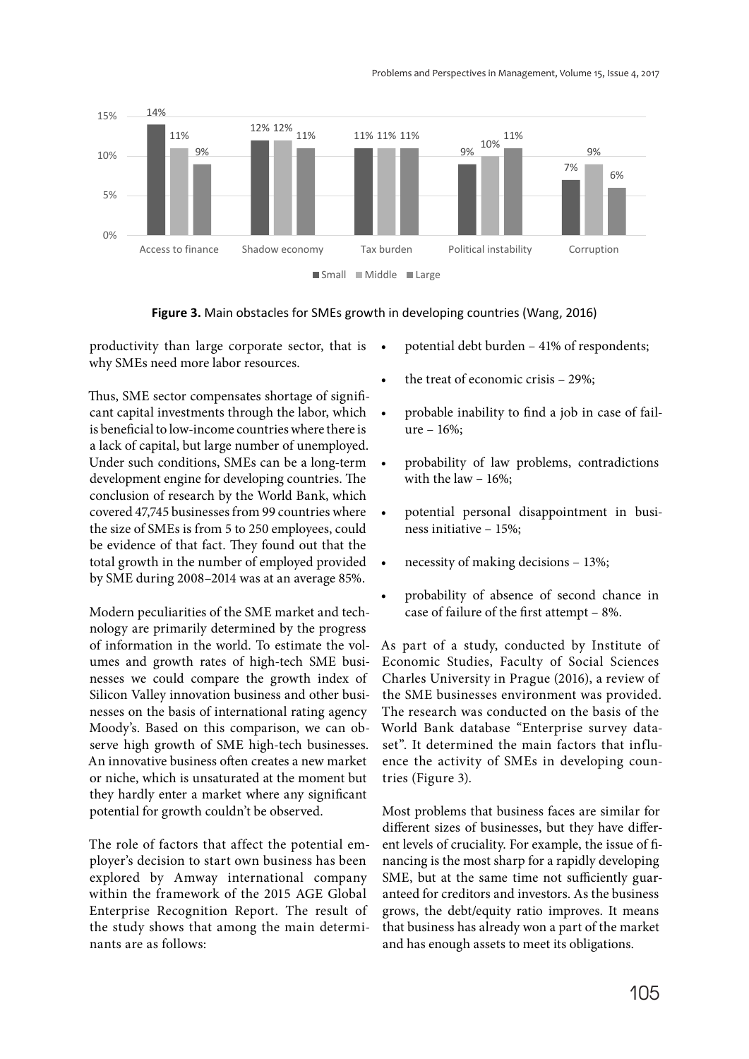Figure 3. Main obstacles for SMEs growth in developing countries (Wang, 2016)

productivity than large corporate sector, that is why SMEs need more labor resources.

Thus, SME sector compensates shortage of significant capital investments through the labor, which is beneficial to low-income countries where there is a lack of capital, but large number of unemployed. Under such conditions, SMEs can be a long-term development engine for developing countries. The conclusion of research by the World Bank, which covered 47,745 businesses from 99 countries where the size of SMEs is from 5 to 250 employees, could be evidence of that fact. They found out that the total growth in the number of employed provided by SME during 2008–2014 was at an average 85%.

Modern peculiarities of the SME market and technology are primarily determined by the progress of information in the world. To estimate the volumes and growth rates of high-tech SME businesses we could compare the growth index of Silicon Valley innovation business and other businesses on the basis of international rating agency Moody's. Based on this comparison, we can observe high growth of SME high-tech businesses. An innovative business often creates a new market or niche, which is unsaturated at the moment but they hardly enter a market where any significant potential for growth couldn't be observed.

The role of factors that affect the potential employer's decision to start own business has been explored by Amway international company within the framework of the 2015 AGE Global Enterprise Recognition Report. The result of the study shows that among the main determinants are as follows:

- potential debt burden – 41% of respondents;
- the treat of economic crisis – 29%;
- probable inability to find a job in case of failure – 16%;
- probability of law problems, contradictions with the law – 16%;
- potential personal disappointment in business initiative – 15%;
- necessity of making decisions – 13%;
- probability of absence of second chance in case of failure of the first attempt – 8%.

As part of a study, conducted by Institute of Economic Studies, Faculty of Social Sciences Charles University in Prague (2016), a review of the SME businesses environment was provided. The research was conducted on the basis of the World Bank database "Enterprise survey dataset". It determined the main factors that influence the activity of SMEs in developing countries (Figure 3).

Most problems that business faces are similar for different sizes of businesses, but they have different levels of cruciality. For example, the issue of financing is the most sharp for a rapidly developing SME, but at the same time not sufficiently guaranteed for creditors and investors. As the business grows, the debt/equity ratio improves. It means that business has already won a part of the market and has enough assets to meet its obligations.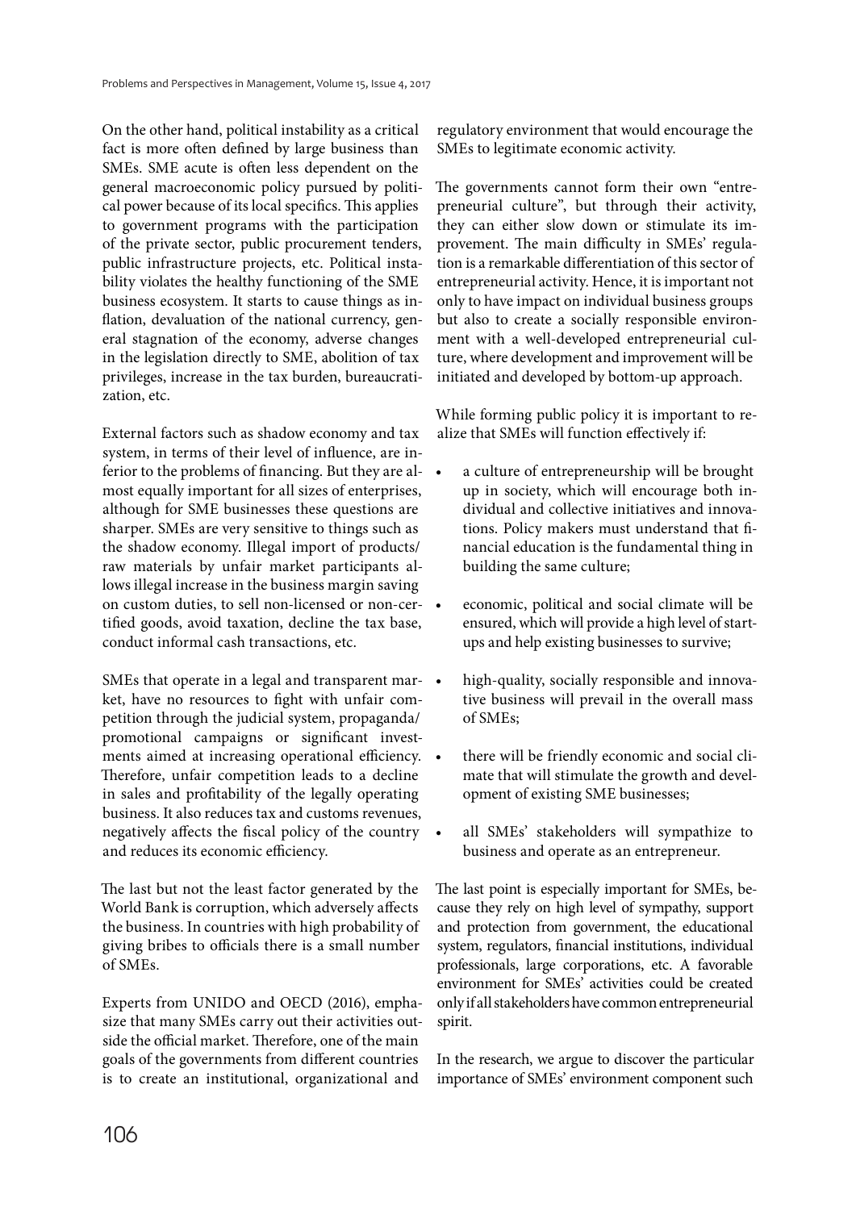On the other hand, political instability as a critical fact is more often defined by large business than SMEs. SME acute is often less dependent on the general macroeconomic policy pursued by political power because of its local specifics. This applies to government programs with the participation of the private sector, public procurement tenders, public infrastructure projects, etc. Political instability violates the healthy functioning of the SME business ecosystem. It starts to cause things as inflation, devaluation of the national currency, general stagnation of the economy, adverse changes in the legislation directly to SME, abolition of tax privileges, increase in the tax burden, bureaucratization, etc.

External factors such as shadow economy and tax system, in terms of their level of influence, are inferior to the problems of financing. But they are almost equally important for all sizes of enterprises, although for SME businesses these questions are sharper. SMEs are very sensitive to things such as the shadow economy. Illegal import of products/raw materials by unfair market participants allows illegal increase in the business margin saving on custom duties, to sell non-licensed or non-certified goods, avoid taxation, decline the tax base, conduct informal cash transactions, etc.

SMEs that operate in a legal and transparent market, have no resources to fight with unfair competition through the judicial system, propaganda/promotional campaigns or significant investments aimed at increasing operational efficiency. Therefore, unfair competition leads to a decline in sales and profitability of the legally operating business. It also reduces tax and customs revenues, negatively affects the fiscal policy of the country and reduces its economic efficiency.

The last but not the least factor generated by the World Bank is corruption, which adversely affects the business. In countries with high probability of giving bribes to officials there is a small number of SMEs.

Experts from UNIDO and OECD (2016), emphasize that many SMEs carry out their activities outside the official market. Therefore, one of the main goals of the governments from different countries is to create an institutional, organizational and regulatory environment that would encourage the SMEs to legitimate economic activity.

The governments cannot form their own "entrepreneurial culture", but through their activity, they can either slow down or stimulate its improvement. The main difficulty in SMEs' regulation is a remarkable differentiation of this sector of entrepreneurial activity. Hence, it is important not only to have impact on individual business groups but also to create a socially responsible environment with a well-developed entrepreneurial culture, where development and improvement will be initiated and developed by bottom-up approach.

While forming public policy it is important to realize that SMEs will function effectively if:

- a culture of entrepreneurship will be brought up in society, which will encourage both individual and collective initiatives and innovations. Policy makers must understand that financial education is the fundamental thing in building the same culture;
- economic, political and social climate will be ensured, which will provide a high level of startups and help existing businesses to survive;
- high-quality, socially responsible and innovative business will prevail in the overall mass of SMEs;
- there will be friendly economic and social climate that will stimulate the growth and development of existing SME businesses;
- all SMEs' stakeholders will sympathize to business and operate as an entrepreneur.

The last point is especially important for SMEs, because they rely on high level of sympathy, support and protection from government, the educational system, regulators, financial institutions, individual professionals, large corporations, etc. A favorable environment for SMEs' activities could be created only if all stakeholders have common entrepreneurial spirit.

In the research, we argue to discover the particular importance of SMEs' environment component such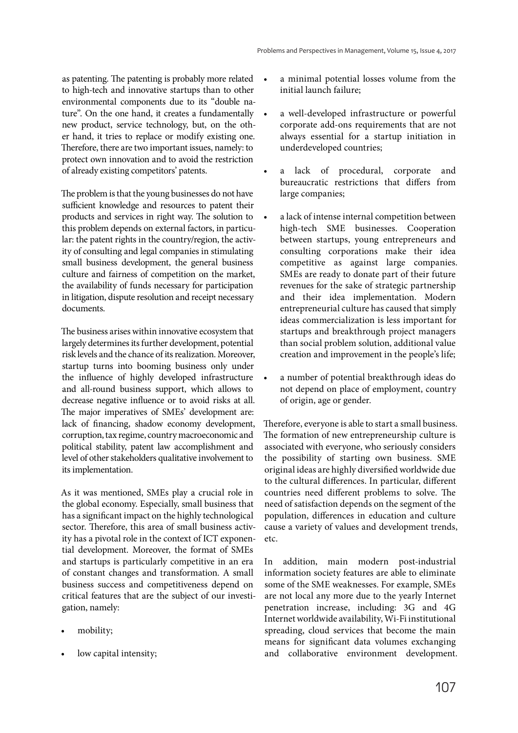as patenting. The patenting is probably more related to high-tech and innovative startups than to other environmental components due to its "double nature". On the one hand, it creates a fundamentally new product, service technology, but, on the other hand, it tries to replace or modify existing one. Therefore, there are two important issues, namely: to protect own innovation and to avoid the restriction of already existing competitors' patents.

The problem is that the young businesses do not have sufficient knowledge and resources to patent their products and services in right way. The solution to this problem depends on external factors, in particular: the patent rights in the country/region, the activity of consulting and legal companies in stimulating small business development, the general business culture and fairness of competition on the market, the availability of funds necessary for participation in litigation, dispute resolution and receipt necessary documents.

The business arises within innovative ecosystem that largely determines its further development, potential risk levels and the chance of its realization. Moreover, startup turns into booming business only under the influence of highly developed infrastructure and all-round business support, which allows to decrease negative influence or to avoid risks at all. The major imperatives of SMEs' development are: lack of financing, shadow economy development, corruption, tax regime, country macroeconomic and political stability, patent law accomplishment and level of other stakeholders qualitative involvement to its implementation.

As it was mentioned, SMEs play a crucial role in the global economy. Especially, small business that has a significant impact on the highly technological sector. Therefore, this area of small business activity has a pivotal role in the context of ICT exponential development. Moreover, the format of SMEs and startups is particularly competitive in an era of constant changes and transformation. A small business success and competitiveness depend on critical features that are the subject of our investigation, namely:

- mobility;
- low capital intensity;
- a minimal potential losses volume from the initial launch failure;
- a well-developed infrastructure or powerful corporate add-ons requirements that are not always essential for a startup initiation in underdeveloped countries;
- a lack of procedural, corporate and bureaucratic restrictions that differs from large companies;
- a lack of intense internal competition between high-tech SME businesses. Cooperation between startups, young entrepreneurs and consulting corporations make their idea competitive as against large companies. SMEs are ready to donate part of their future revenues for the sake of strategic partnership and their idea implementation. Modern entrepreneurial culture has caused that simply ideas commercialization is less important for startups and breakthrough project managers than social problem solution, additional value creation and improvement in the people's life;
- a number of potential breakthrough ideas do not depend on place of employment, country of origin, age or gender.

Therefore, everyone is able to start a small business. The formation of new entrepreneurship culture is associated with everyone, who seriously considers the possibility of starting own business. SME original ideas are highly diversified worldwide due to the cultural differences. In particular, different countries need different problems to solve. The need of satisfaction depends on the segment of the population, differences in education and culture cause a variety of values and development trends, etc.

In addition, main modern post-industrial information society features are able to eliminate some of the SME weaknesses. For example, SMEs are not local any more due to the yearly Internet penetration increase, including: 3G and 4G Internet worldwide availability, Wi-Fi institutional spreading, cloud services that become the main means for significant data volumes exchanging and collaborative environment development.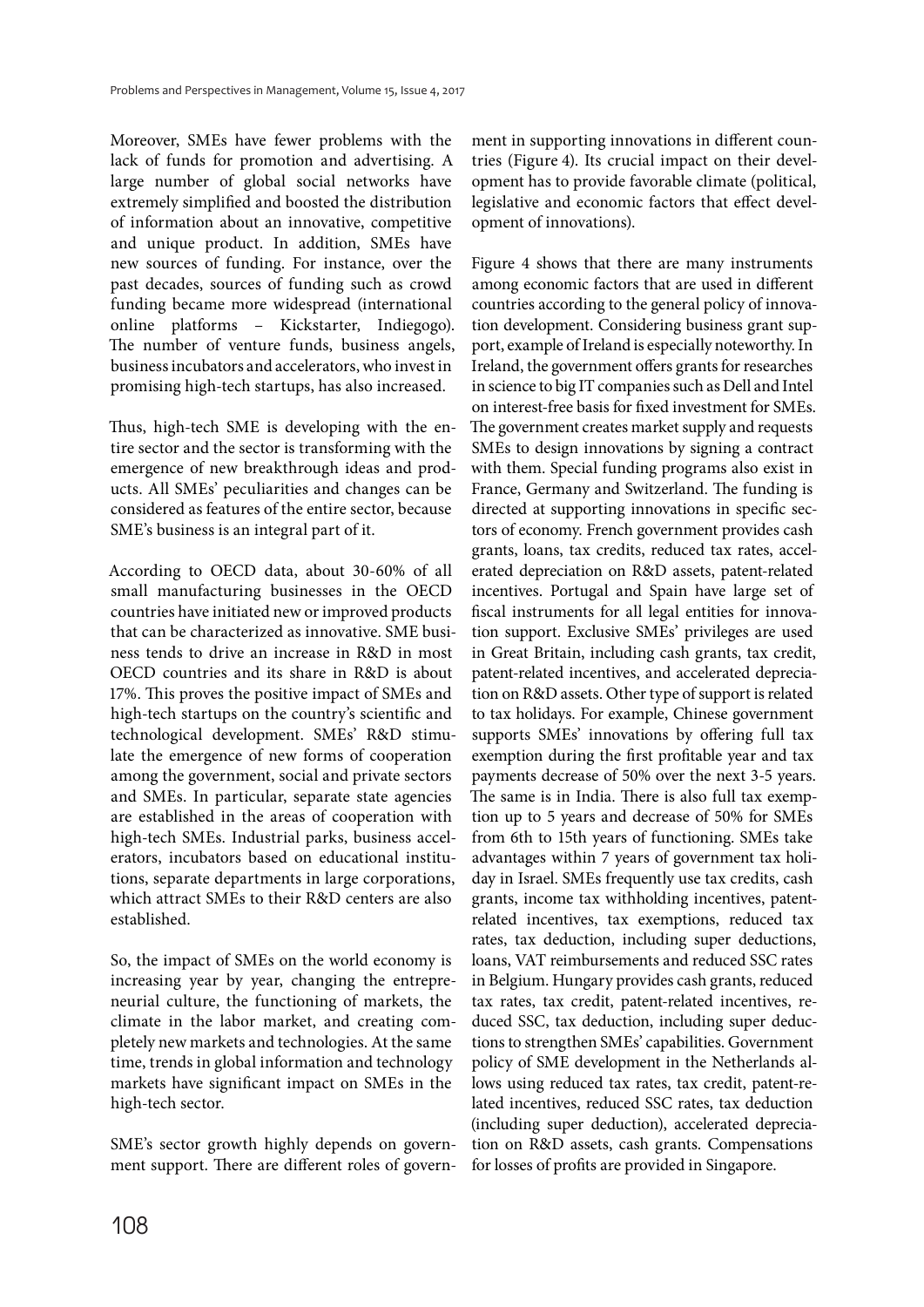Moreover, SMEs have fewer problems with the lack of funds for promotion and advertising. A large number of global social networks have extremely simplified and boosted the distribution of information about an innovative, competitive and unique product. In addition, SMEs have new sources of funding. For instance, over the past decades, sources of funding such as crowd funding became more widespread (international online platforms – Kickstarter, Indiegogo). The number of venture funds, business angels, business incubators and accelerators, who invest in promising high-tech startups, has also increased.

Thus, high-tech SME is developing with the entire sector and the sector is transforming with the emergence of new breakthrough ideas and products. All SMEs' peculiarities and changes can be considered as features of the entire sector, because SME's business is an integral part of it.

According to OECD data, about 30-60% of all small manufacturing businesses in the OECD countries have initiated new or improved products that can be characterized as innovative. SME business tends to drive an increase in R&D in most OECD countries and its share in R&D is about 17%. This proves the positive impact of SMEs and high-tech startups on the country's scientific and technological development. SMEs' R&D stimulate the emergence of new forms of cooperation among the government, social and private sectors and SMEs. In particular, separate state agencies are established in the areas of cooperation with high-tech SMEs. Industrial parks, business accelerators, incubators based on educational institutions, separate departments in large corporations, which attract SMEs to their R&D centers are also established.

So, the impact of SMEs on the world economy is increasing year by year, changing the entrepreneurial culture, the functioning of markets, the climate in the labor market, and creating completely new markets and technologies. At the same time, trends in global information and technology markets have significant impact on SMEs in the high-tech sector.

SME's sector growth highly depends on government support. There are different roles of government in supporting innovations in different countries (Figure 4). Its crucial impact on their development has to provide favorable climate (political, legislative and economic factors that effect development of innovations).

Figure 4 shows that there are many instruments among economic factors that are used in different countries according to the general policy of innovation development. Considering business grant support, example of Ireland is especially noteworthy. In Ireland, the government offers grants for researches in science to big IT companies such as Dell and Intel on interest-free basis for fixed investment for SMEs. The government creates market supply and requests SMEs to design innovations by signing a contract with them. Special funding programs also exist in France, Germany and Switzerland. The funding is directed at supporting innovations in specific sectors of economy. French government provides cash grants, loans, tax credits, reduced tax rates, accelerated depreciation on R&D assets, patent-related incentives. Portugal and Spain have large set of fiscal instruments for all legal entities for innovation support. Exclusive SMEs' privileges are used in Great Britain, including cash grants, tax credit, patent-related incentives, and accelerated depreciation on R&D assets. Other type of support is related to tax holidays. For example, Chinese government supports SMEs' innovations by offering full tax exemption during the first profitable year and tax payments decrease of 50% over the next 3-5 years. The same is in India. There is also full tax exemption up to 5 years and decrease of 50% for SMEs from 6th to 15th years of functioning. SMEs take advantages within 7 years of government tax holiday in Israel. SMEs frequently use tax credits, cash grants, income tax withholding incentives, patent-related incentives, tax exemptions, reduced tax rates, tax deduction, including super deductions, loans, VAT reimbursements and reduced SSC rates in Belgium. Hungary provides cash grants, reduced tax rates, tax credit, patent-related incentives, reduced SSC, tax deduction, including super deductions to strengthen SMEs' capabilities. Government policy of SME development in the Netherlands allows using reduced tax rates, tax credit, patent-related incentives, reduced SSC rates, tax deduction (including super deduction), accelerated depreciation on R&D assets, cash grants. Compensations for losses of profits are provided in Singapore.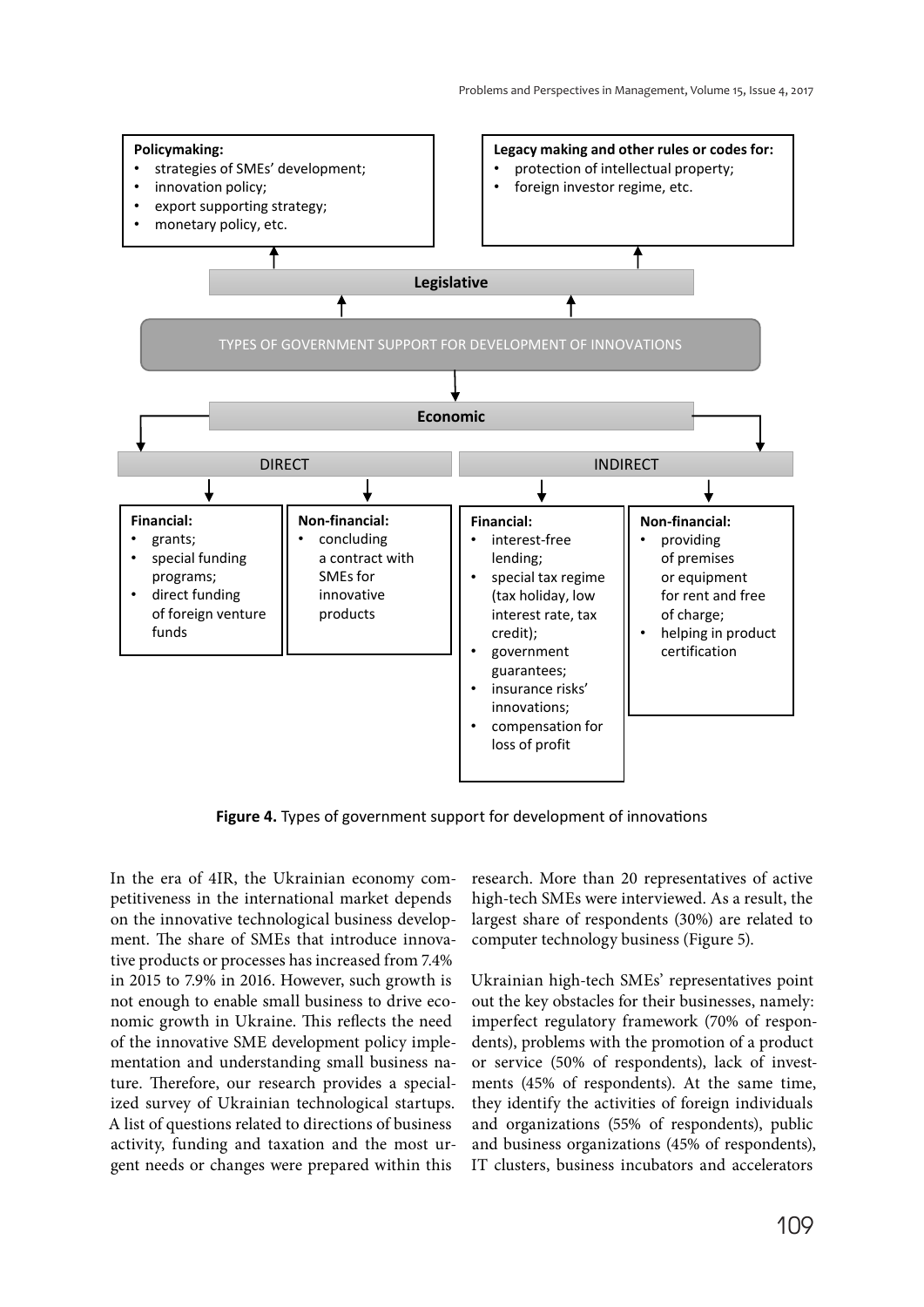**Policymaking:**
- strategies of SMEs' development;
- innovation policy;
- export supporting strategy;
- monetary policy, etc.

**Legacy making and other rules or codes for:**
- protection of intellectual property;
- foreign investor regime, etc.

**Legislative**

TYPES OF GOVERNMENT SUPPORT FOR DEVELOPMENT OF INNOVATIONS

**Economic**

DIRECT

**Financial:**
- grants;
- special funding programs;
- direct funding of foreign venture funds

**Non-financial:**
- concluding a contract with SMEs for innovative products

INDIRECT

**Financial:**
- interest-free lending;
- special tax regime (tax holiday, low interest rate, tax credit);
- government guarantees;
- insurance risks' innovations;
- compensation for loss of profit

**Non-financial:**
- providing of premises or equipment for rent and free of charge;
- helping in product certification

**Figure 4.** Types of government support for development of innovations

In the era of 4IR, the Ukrainian economy competitiveness in the international market depends on the innovative technological business development. The share of SMEs that introduce innovative products or processes has increased from 7.4% in 2015 to 7.9% in 2016. However, such growth is not enough to enable small business to drive economic growth in Ukraine. This reflects the need of the innovative SME development policy implementation and understanding small business nature. Therefore, our research provides a specialized survey of Ukrainian technological startups. A list of questions related to directions of business activity, funding and taxation and the most urgent needs or changes were prepared within this research. More than 20 representatives of active high-tech SMEs were interviewed. As a result, the largest share of respondents (30%) are related to computer technology business (Figure 5).

Ukrainian high-tech SMEs' representatives point out the key obstacles for their businesses, namely: imperfect regulatory framework (70% of respondents), problems with the promotion of a product or service (50% of respondents), lack of investments (45% of respondents). At the same time, they identify the activities of foreign individuals and organizations (55% of respondents), public and business organizations (45% of respondents), IT clusters, business incubators and accelerators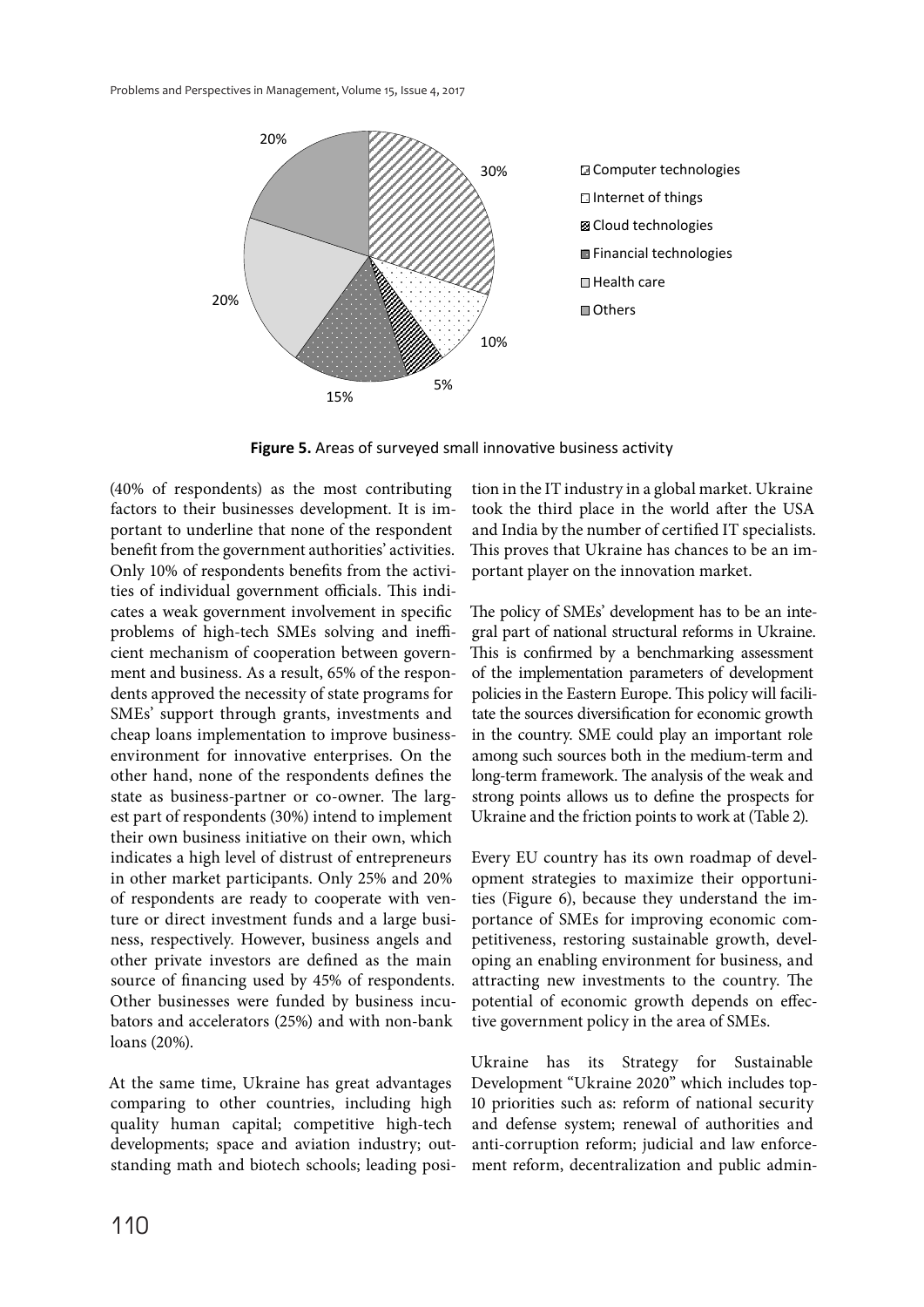Figure 5. Areas of surveyed small innovative business activity

(40% of respondents) as the most contributing factors to their businesses development. It is important to underline that none of the respondent benefit from the government authorities' activities. Only 10% of respondents benefits from the activities of individual government officials. This indicates a weak government involvement in specific problems of high-tech SMEs solving and inefficient mechanism of cooperation between government and business. As a result, 65% of the respondents approved the necessity of state programs for SMEs' support through grants, investments and cheap loans implementation to improve business-environment for innovative enterprises. On the other hand, none of the respondents defines the state as business-partner or co-owner. The largest part of respondents (30%) intend to implement their own business initiative on their own, which indicates a high level of distrust of entrepreneurs in other market participants. Only 25% and 20% of respondents are ready to cooperate with venture or direct investment funds and a large business, respectively. However, business angels and other private investors are defined as the main source of financing used by 45% of respondents. Other businesses were funded by business incubators and accelerators (25%) and with non-bank loans (20%).

At the same time, Ukraine has great advantages comparing to other countries, including high quality human capital; competitive high-tech developments; space and aviation industry; outstanding math and biotech schools; leading position in the IT industry in a global market. Ukraine took the third place in the world after the USA and India by the number of certified IT specialists. This proves that Ukraine has chances to be an important player on the innovation market.

The policy of SMEs' development has to be an integral part of national structural reforms in Ukraine. This is confirmed by a benchmarking assessment of the implementation parameters of development policies in the Eastern Europe. This policy will facilitate the sources diversification for economic growth in the country. SME could play an important role among such sources both in the medium-term and long-term framework. The analysis of the weak and strong points allows us to define the prospects for Ukraine and the friction points to work at (Table 2).

Every EU country has its own roadmap of development strategies to maximize their opportunities (Figure 6), because they understand the importance of SMEs for improving economic competitiveness, restoring sustainable growth, developing an enabling environment for business, and attracting new investments to the country. The potential of economic growth depends on effective government policy in the area of SMEs.

Ukraine has its Strategy for Sustainable Development "Ukraine 2020" which includes top-10 priorities such as: reform of national security and defense system; renewal of authorities and anti-corruption reform; judicial and law enforcement reform, decentralization and public admin-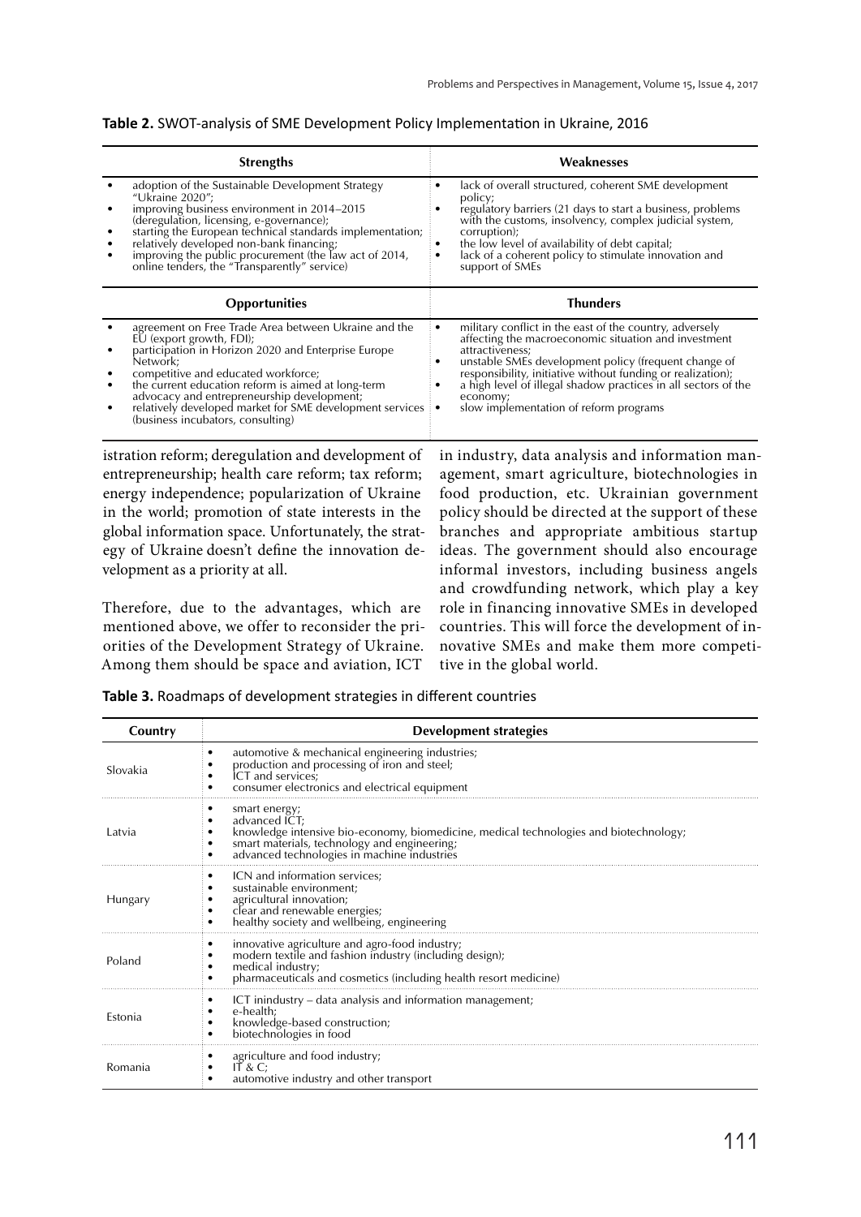**Table 2.** SWOT-analysis of SME Development Policy Implementation in Ukraine, 2016

| Strengths | Weaknesses |
|---|---|
| • adoption of the Sustainable Development Strategy "Ukraine 2020";<br>• improving business environment in 2014–2015 (deregulation, licensing, e-governance);<br>• starting the European technical standards implementation;<br>• relatively developed non-bank financing;<br>• improving the public procurement (the law act of 2014, online tenders, the "Transparently" service) | • lack of overall structured, coherent SME development policy;<br>• regulatory barriers (21 days to start a business, problems with the customs, insolvency, complex judicial system, corruption);<br>• the low level of availability of debt capital;<br>• lack of a coherent policy to stimulate innovation and support of SMEs |
| **Opportunities** | **Thunders** |
| • agreement on Free Trade Area between Ukraine and the EU (export growth, FDI);<br>• participation in Horizon 2020 and Enterprise Europe Network;<br>• competitive and educated workforce;<br>• the current education reform is aimed at long-term advocacy and entrepreneurship development;<br>• relatively developed market for SME development services (business incubators, consulting) | • military conflict in the east of the country, adversely affecting the macroeconomic situation and investment attractiveness;<br>• unstable SMEs development policy (frequent change of responsibility, initiative without funding or realization);<br>• a high level of illegal shadow practices in all sectors of the economy;<br>• slow implementation of reform programs |

istration reform; deregulation and development of entrepreneurship; health care reform; tax reform; energy independence; popularization of Ukraine in the world; promotion of state interests in the global information space. Unfortunately, the strategy of Ukraine doesn't define the innovation development as a priority at all.

Therefore, due to the advantages, which are mentioned above, we offer to reconsider the priorities of the Development Strategy of Ukraine. Among them should be space and aviation, ICT in industry, data analysis and information management, smart agriculture, biotechnologies in food production, etc. Ukrainian government policy should be directed at the support of these branches and appropriate ambitious startup ideas. The government should also encourage informal investors, including business angels and crowdfunding network, which play a key role in financing innovative SMEs in developed countries. This will force the development of innovative SMEs and make them more competitive in the global world.

**Table 3.** Roadmaps of development strategies in different countries

| Country | Development strategies |
|---|---|
| Slovakia | • automotive & mechanical engineering industries;<br>• production and processing of iron and steel;<br>• ICT and services;<br>• consumer electronics and electrical equipment |
| Latvia | • smart energy;<br>• advanced ICT;<br>• knowledge intensive bio-economy, biomedicine, medical technologies and biotechnology;<br>• smart materials, technology and engineering;<br>• advanced technologies in machine industries |
| Hungary | • ICN and information services;<br>• sustainable environment;<br>• agricultural innovation;<br>• clear and renewable energies;<br>• healthy society and wellbeing, engineering |
| Poland | • innovative agriculture and agro-food industry;<br>• modern textile and fashion industry (including design);<br>• medical industry;<br>• pharmaceuticals and cosmetics (including health resort medicine) |
| Estonia | • ICT inindustry – data analysis and information management;<br>• e-health;<br>• knowledge-based construction;<br>• biotechnologies in food |
| Romania | • agriculture and food industry;<br>• IT & C;<br>• automotive industry and other transport |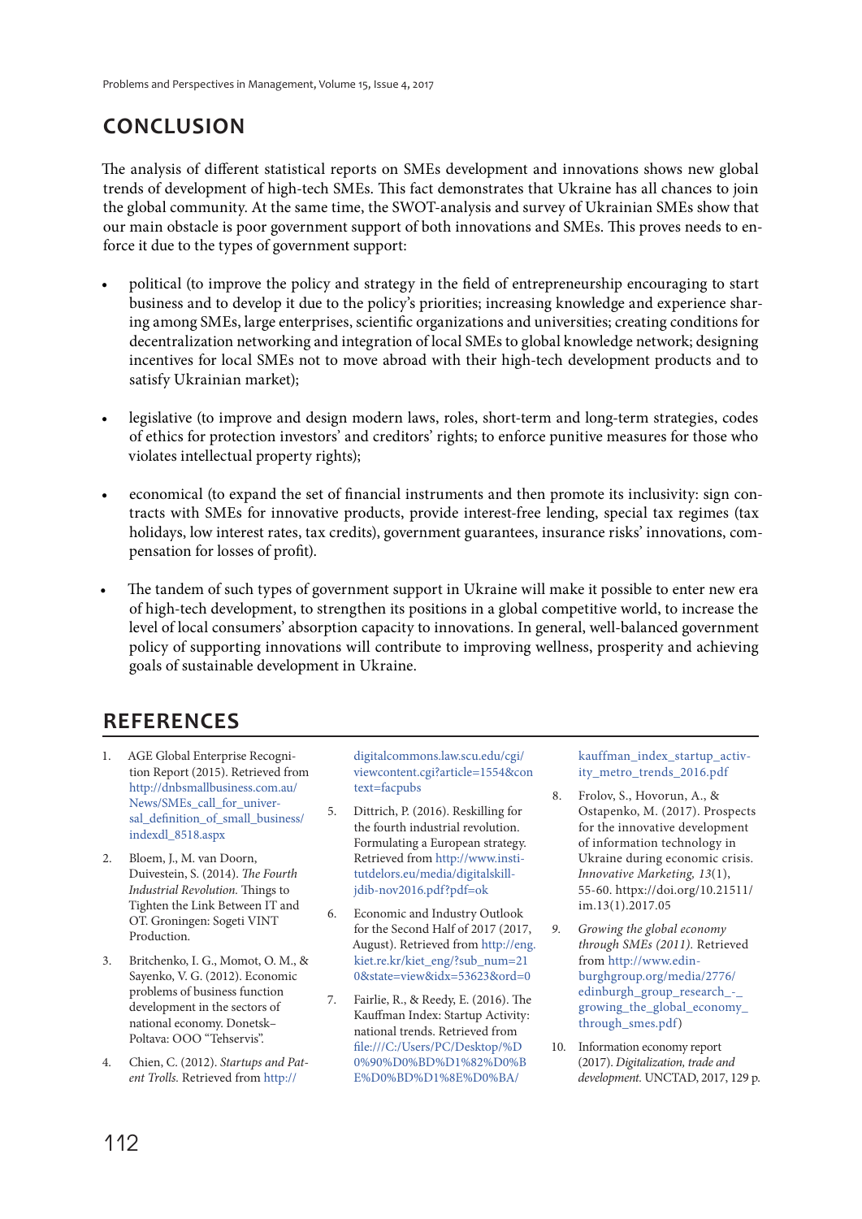## CONCLUSION

The analysis of different statistical reports on SMEs development and innovations shows new global trends of development of high-tech SMEs. This fact demonstrates that Ukraine has all chances to join the global community. At the same time, the SWOT-analysis and survey of Ukrainian SMEs show that our main obstacle is poor government support of both innovations and SMEs. This proves needs to enforce it due to the types of government support:

- political (to improve the policy and strategy in the field of entrepreneurship encouraging to start business and to develop it due to the policy's priorities; increasing knowledge and experience sharing among SMEs, large enterprises, scientific organizations and universities; creating conditions for decentralization networking and integration of local SMEs to global knowledge network; designing incentives for local SMEs not to move abroad with their high-tech development products and to satisfy Ukrainian market);
- legislative (to improve and design modern laws, roles, short-term and long-term strategies, codes of ethics for protection investors' and creditors' rights; to enforce punitive measures for those who violates intellectual property rights);
- economical (to expand the set of financial instruments and then promote its inclusivity: sign contracts with SMEs for innovative products, provide interest-free lending, special tax regimes (tax holidays, low interest rates, tax credits), government guarantees, insurance risks' innovations, compensation for losses of profit).
- The tandem of such types of government support in Ukraine will make it possible to enter new era of high-tech development, to strengthen its positions in a global competitive world, to increase the level of local consumers' absorption capacity to innovations. In general, well-balanced government policy of supporting innovations will contribute to improving wellness, prosperity and achieving goals of sustainable development in Ukraine.

## REFERENCES

1. AGE Global Enterprise Recognition Report (2015). Retrieved from http://dnbsmallbusiness.com.au/News/SMEs_call_for_universal_definition_of_small_business/indexdl_8518.aspx
2. Bloem, J., M. van Doorn, Duivestein, S. (2014). *The Fourth Industrial Revolution.* Things to Tighten the Link Between IT and OT. Groningen: Sogeti VINT Production.
3. Britchenko, I. G., Momot, O. M., & Sayenko, V. G. (2012). Economic problems of business function development in the sectors of national economy. Donetsk–Poltava: OOO "Tehservis".
4. Chien, C. (2012). *Startups and Patent Trolls.* Retrieved from http://digitalcommons.law.scu.edu/cgi/viewcontent.cgi?article=1554&context=facpubs
5. Dittrich, P. (2016). Reskilling for the fourth industrial revolution. Formulating a European strategy. Retrieved from http://www.institutdelors.eu/media/digitalskill-jdib-nov2016.pdf?pdf=ok
6. Economic and Industry Outlook for the Second Half of 2017 (2017, August). Retrieved from http://eng.kiet.re.kr/kiet_eng/?sub_num=210&state=view&idx=53623&ord=0
7. Fairlie, R., & Reedy, E. (2016). The Kauffman Index: Startup Activity: national trends. Retrieved from file:///C:/Users/PC/Desktop/%D0%90%D0%BD%D1%82%D0%BE%D0%BD%D1%8E%D0%BA/kauffman_index_startup_activity_metro_trends_2016.pdf
8. Frolov, S., Hovorun, A., & Ostapenko, M. (2017). Prospects for the innovative development of information technology in Ukraine during economic crisis. *Innovative Marketing, 13*(1), 55-60. httpx://doi.org/10.21511/im.13(1).2017.05
9. *Growing the global economy through SMEs (2011).* Retrieved from http://www.edinburghgroup.org/media/2776/edinburgh_group_research_-_growing_the_global_economy_through_smes.pdf)
10. Information economy report (2017). *Digitalization, trade and development.* UNCTAD, 2017, 129 p.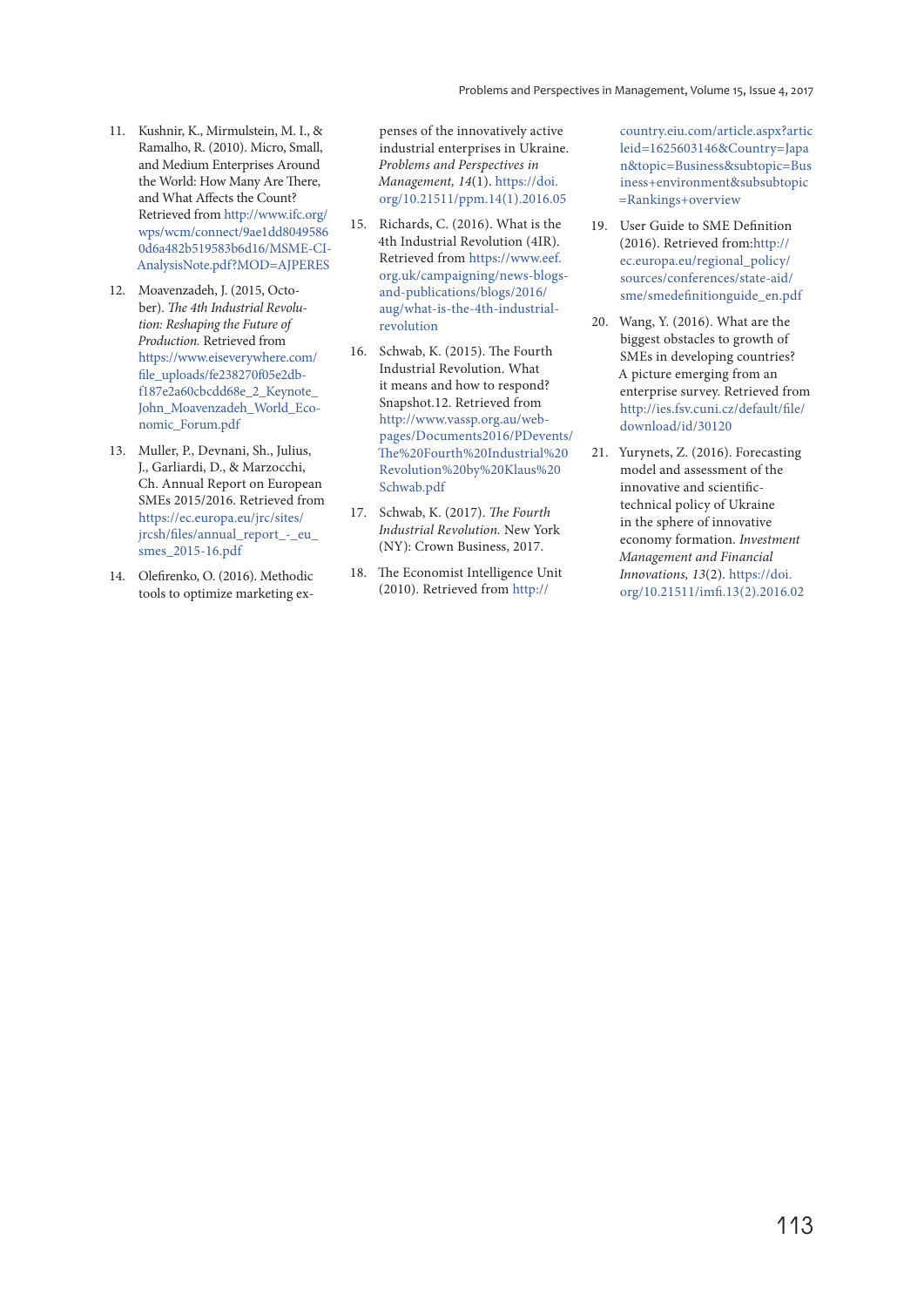11. Kushnir, K., Mirmulstein, M. I., & Ramalho, R. (2010). Micro, Small, and Medium Enterprises Around the World: How Many Are There, and What Affects the Count? Retrieved from http://www.ifc.org/wps/wcm/connect/9ae1dd80495860d6a482b519583b6d16/MSME-CI-AnalysisNote.pdf?MOD=AJPERES

12. Moavenzadeh, J. (2015, October). *The 4th Industrial Revolution: Reshaping the Future of Production.* Retrieved from https://www.eiseverywhere.com/file_uploads/fe238270f05e2db-f187e2a60cbcdd68e_2_Keynote_John_Moavenzadeh_World_Economic_Forum.pdf

13. Muller, P., Devnani, Sh., Julius, J., Garliardi, D., & Marzocchi, Ch. Annual Report on European SMEs 2015/2016. Retrieved from https://ec.europa.eu/jrc/sites/jrcsh/files/annual_report_-_eu_smes_2015-16.pdf

14. Olefirenko, O. (2016). Methodic tools to optimize marketing expenses of the innovatively active industrial enterprises in Ukraine. *Problems and Perspectives in Management, 14*(1). https://doi.org/10.21511/ppm.14(1).2016.05

15. Richards, C. (2016). What is the 4th Industrial Revolution (4IR). Retrieved from https://www.eef.org.uk/campaigning/news-blogs-and-publications/blogs/2016/aug/what-is-the-4th-industrial-revolution

16. Schwab, K. (2015). The Fourth Industrial Revolution. What it means and how to respond? Snapshot.12. Retrieved from http://www.vassp.org.au/web-pages/Documents2016/PDevents/The%20Fourth%20Industrial%20Revolution%20by%20Klaus%20Schwab.pdf

17. Schwab, K. (2017). *The Fourth Industrial Revolution.* New York (NY): Crown Business, 2017.

18. The Economist Intelligence Unit (2010). Retrieved from http://country.eiu.com/article.aspx?articleid=1625603146&Country=Japan&topic=Business&subtopic=Business+environment&subsubtopic=Rankings+overview

19. User Guide to SME Definition (2016). Retrieved from:http://ec.europa.eu/regional_policy/sources/conferences/state-aid/sme/smedefinitionguide_en.pdf

20. Wang, Y. (2016). What are the biggest obstacles to growth of SMEs in developing countries? A picture emerging from an enterprise survey. Retrieved from http://ies.fsv.cuni.cz/default/file/download/id/30120

21. Yurynets, Z. (2016). Forecasting model and assessment of the innovative and scientific-technical policy of Ukraine in the sphere of innovative economy formation. *Investment Management and Financial Innovations, 13*(2). https://doi.org/10.21511/imfi.13(2).2016.02